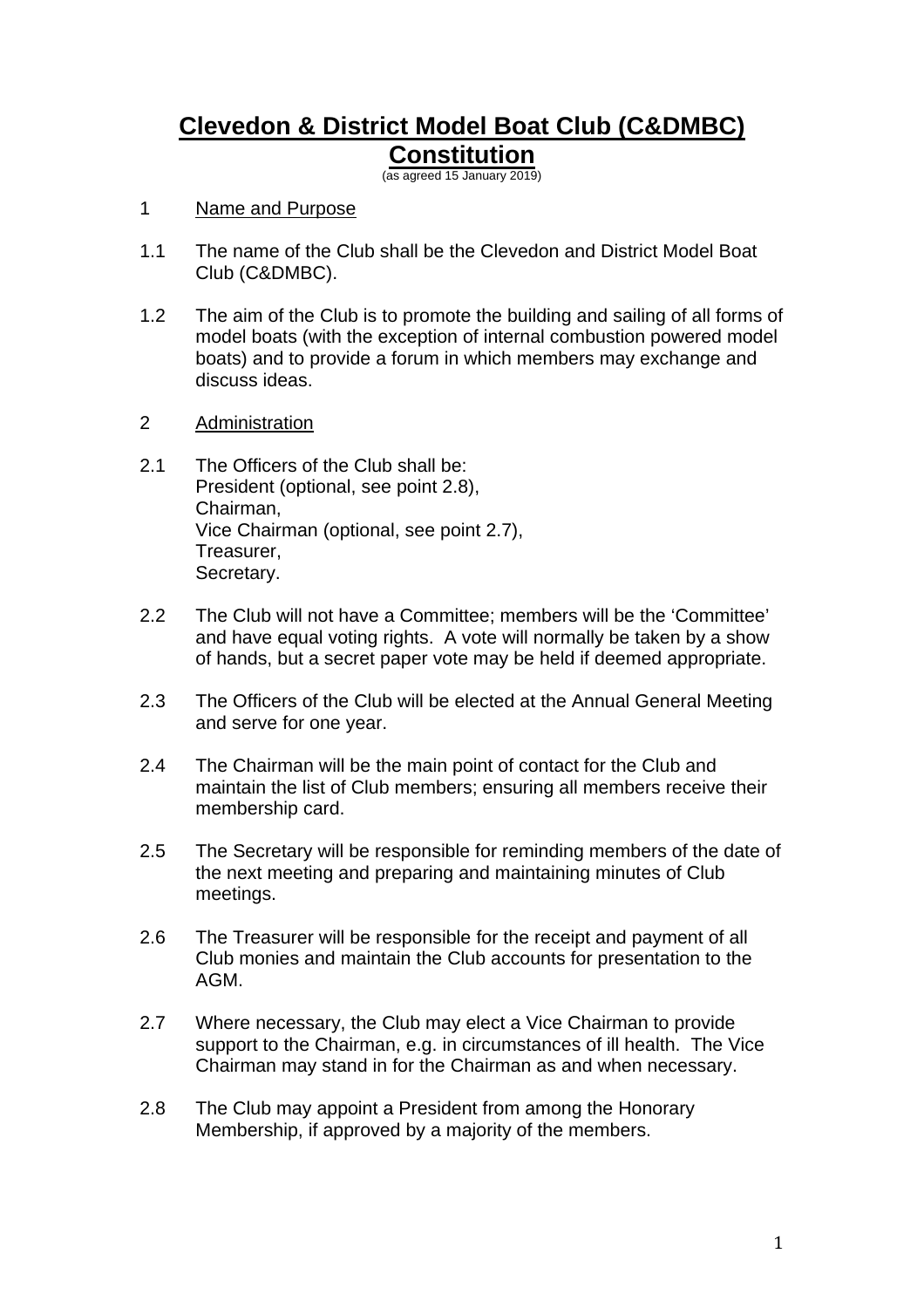# Clevedon & District Model Boat Club (C&DMBC) Constitution

(as agreed 15 January 2019)

## 1 Name and Purpose

1.1 The name of the Club shall be the Clevedon and District Model Boat Club (C&DMBC).

1.2 The aim of the Club is to promote the building and sailing of all forms of model boats (with the exception of internal combustion powered model boats) and to provide a forum in which members may exchange and discuss ideas.

## 2 Administration

2.1 The Officers of the Club shall be:
President (optional, see point 2.8),
Chairman,
Vice Chairman (optional, see point 2.7),
Treasurer,
Secretary.

2.2 The Club will not have a Committee; members will be the 'Committee' and have equal voting rights. A vote will normally be taken by a show of hands, but a secret paper vote may be held if deemed appropriate.

2.3 The Officers of the Club will be elected at the Annual General Meeting and serve for one year.

2.4 The Chairman will be the main point of contact for the Club and maintain the list of Club members; ensuring all members receive their membership card.

2.5 The Secretary will be responsible for reminding members of the date of the next meeting and preparing and maintaining minutes of Club meetings.

2.6 The Treasurer will be responsible for the receipt and payment of all Club monies and maintain the Club accounts for presentation to the AGM.

2.7 Where necessary, the Club may elect a Vice Chairman to provide support to the Chairman, e.g. in circumstances of ill health. The Vice Chairman may stand in for the Chairman as and when necessary.

2.8 The Club may appoint a President from among the Honorary Membership, if approved by a majority of the members.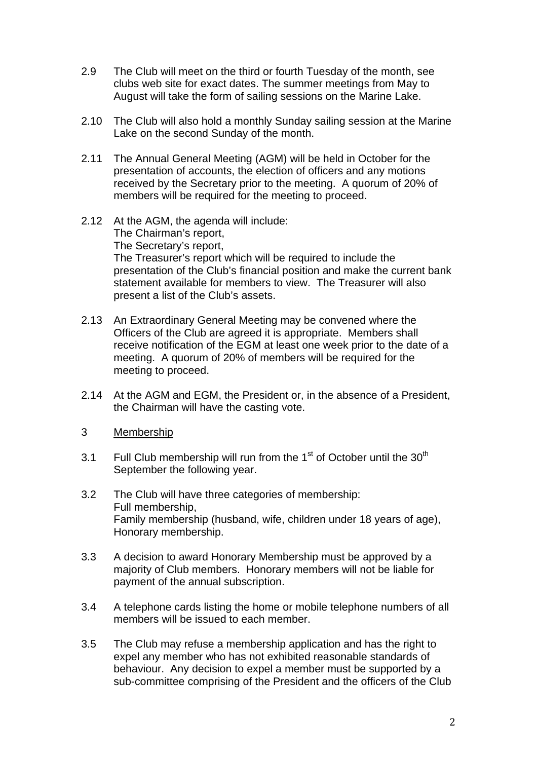2.9 The Club will meet on the third or fourth Tuesday of the month, see clubs web site for exact dates. The summer meetings from May to August will take the form of sailing sessions on the Marine Lake.

2.10 The Club will also hold a monthly Sunday sailing session at the Marine Lake on the second Sunday of the month.

2.11 The Annual General Meeting (AGM) will be held in October for the presentation of accounts, the election of officers and any motions received by the Secretary prior to the meeting. A quorum of 20% of members will be required for the meeting to proceed.

2.12 At the AGM, the agenda will include:
The Chairman's report,
The Secretary's report,
The Treasurer's report which will be required to include the presentation of the Club's financial position and make the current bank statement available for members to view. The Treasurer will also present a list of the Club's assets.

2.13 An Extraordinary General Meeting may be convened where the Officers of the Club are agreed it is appropriate. Members shall receive notification of the EGM at least one week prior to the date of a meeting. A quorum of 20% of members will be required for the meeting to proceed.

2.14 At the AGM and EGM, the President or, in the absence of a President, the Chairman will have the casting vote.

## 3 Membership

3.1 Full Club membership will run from the 1st of October until the 30th September the following year.

3.2 The Club will have three categories of membership:
Full membership,
Family membership (husband, wife, children under 18 years of age),
Honorary membership.

3.3 A decision to award Honorary Membership must be approved by a majority of Club members. Honorary members will not be liable for payment of the annual subscription.

3.4 A telephone cards listing the home or mobile telephone numbers of all members will be issued to each member.

3.5 The Club may refuse a membership application and has the right to expel any member who has not exhibited reasonable standards of behaviour. Any decision to expel a member must be supported by a sub-committee comprising of the President and the officers of the Club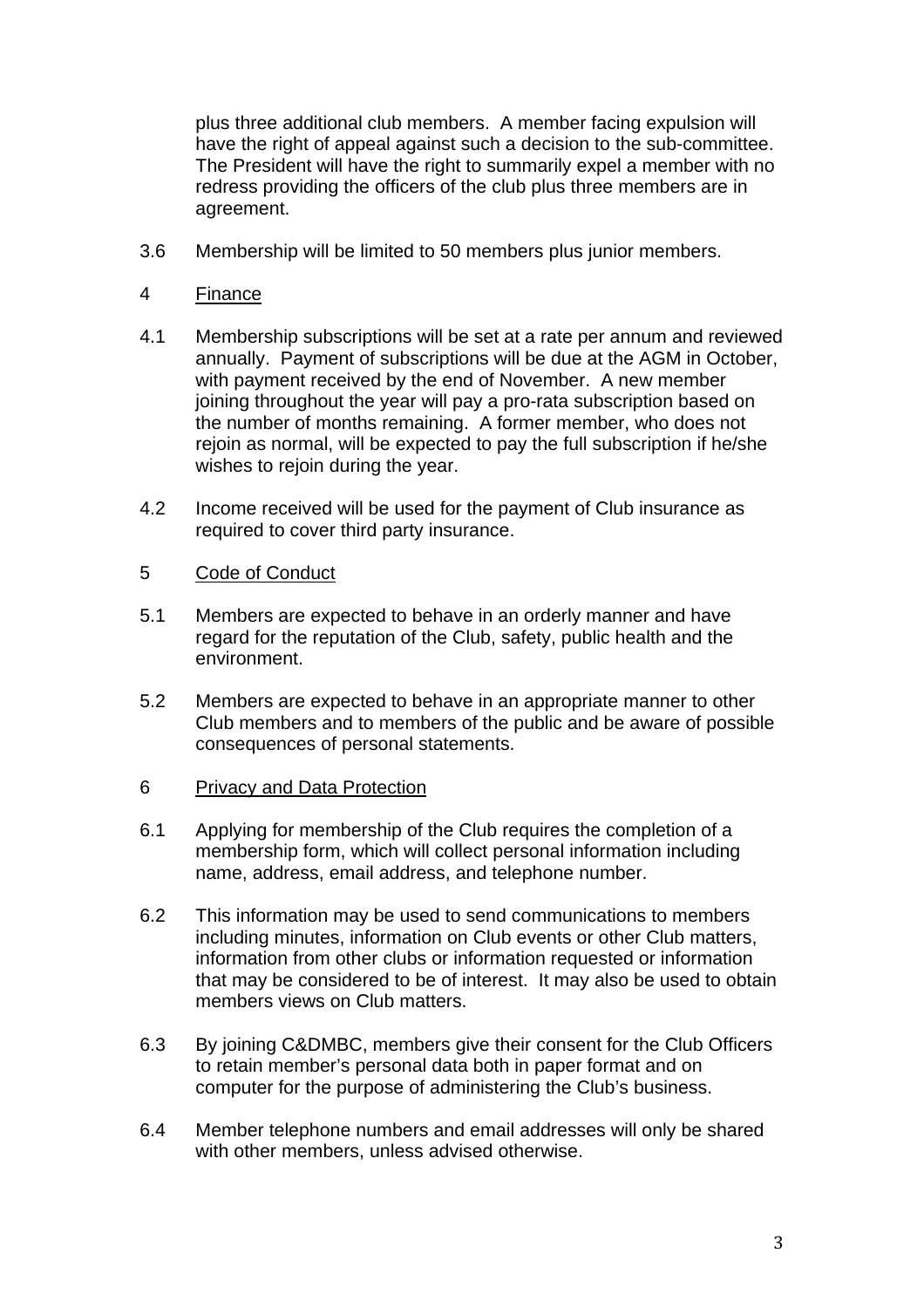plus three additional club members. A member facing expulsion will have the right of appeal against such a decision to the sub-committee. The President will have the right to summarily expel a member with no redress providing the officers of the club plus three members are in agreement.

3.6 Membership will be limited to 50 members plus junior members.

## 4 Finance

4.1 Membership subscriptions will be set at a rate per annum and reviewed annually. Payment of subscriptions will be due at the AGM in October, with payment received by the end of November. A new member joining throughout the year will pay a pro-rata subscription based on the number of months remaining. A former member, who does not rejoin as normal, will be expected to pay the full subscription if he/she wishes to rejoin during the year.

4.2 Income received will be used for the payment of Club insurance as required to cover third party insurance.

## 5 Code of Conduct

5.1 Members are expected to behave in an orderly manner and have regard for the reputation of the Club, safety, public health and the environment.

5.2 Members are expected to behave in an appropriate manner to other Club members and to members of the public and be aware of possible consequences of personal statements.

## 6 Privacy and Data Protection

6.1 Applying for membership of the Club requires the completion of a membership form, which will collect personal information including name, address, email address, and telephone number.

6.2 This information may be used to send communications to members including minutes, information on Club events or other Club matters, information from other clubs or information requested or information that may be considered to be of interest. It may also be used to obtain members views on Club matters.

6.3 By joining C&DMBC, members give their consent for the Club Officers to retain member's personal data both in paper format and on computer for the purpose of administering the Club's business.

6.4 Member telephone numbers and email addresses will only be shared with other members, unless advised otherwise.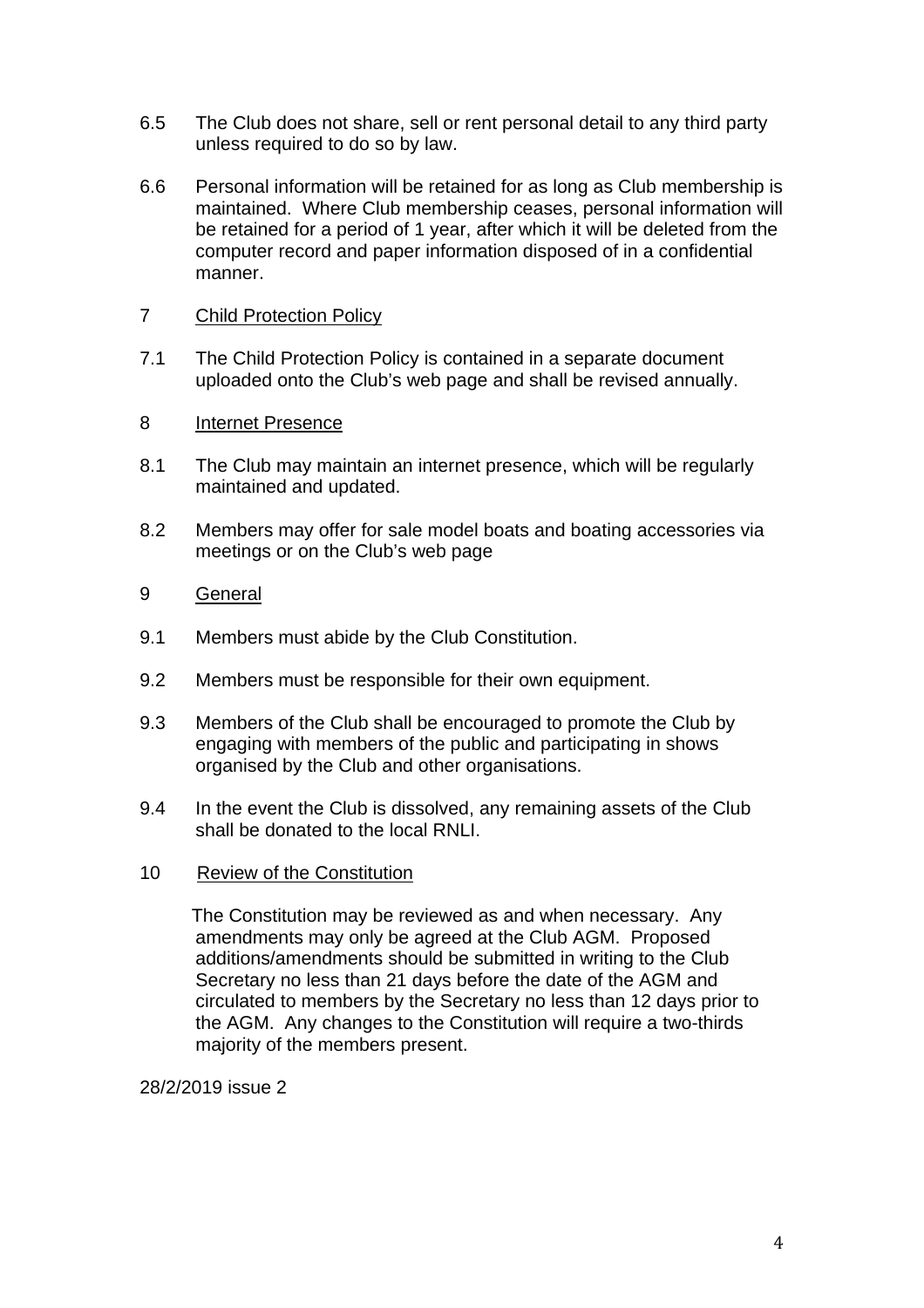6.5 The Club does not share, sell or rent personal detail to any third party unless required to do so by law.

6.6 Personal information will be retained for as long as Club membership is maintained. Where Club membership ceases, personal information will be retained for a period of 1 year, after which it will be deleted from the computer record and paper information disposed of in a confidential manner.

## 7 Child Protection Policy

7.1 The Child Protection Policy is contained in a separate document uploaded onto the Club's web page and shall be revised annually.

## 8 Internet Presence

8.1 The Club may maintain an internet presence, which will be regularly maintained and updated.

8.2 Members may offer for sale model boats and boating accessories via meetings or on the Club's web page

## 9 General

9.1 Members must abide by the Club Constitution.

9.2 Members must be responsible for their own equipment.

9.3 Members of the Club shall be encouraged to promote the Club by engaging with members of the public and participating in shows organised by the Club and other organisations.

9.4 In the event the Club is dissolved, any remaining assets of the Club shall be donated to the local RNLI.

## 10 Review of the Constitution

The Constitution may be reviewed as and when necessary. Any amendments may only be agreed at the Club AGM. Proposed additions/amendments should be submitted in writing to the Club Secretary no less than 21 days before the date of the AGM and circulated to members by the Secretary no less than 12 days prior to the AGM. Any changes to the Constitution will require a two-thirds majority of the members present.

28/2/2019 issue 2